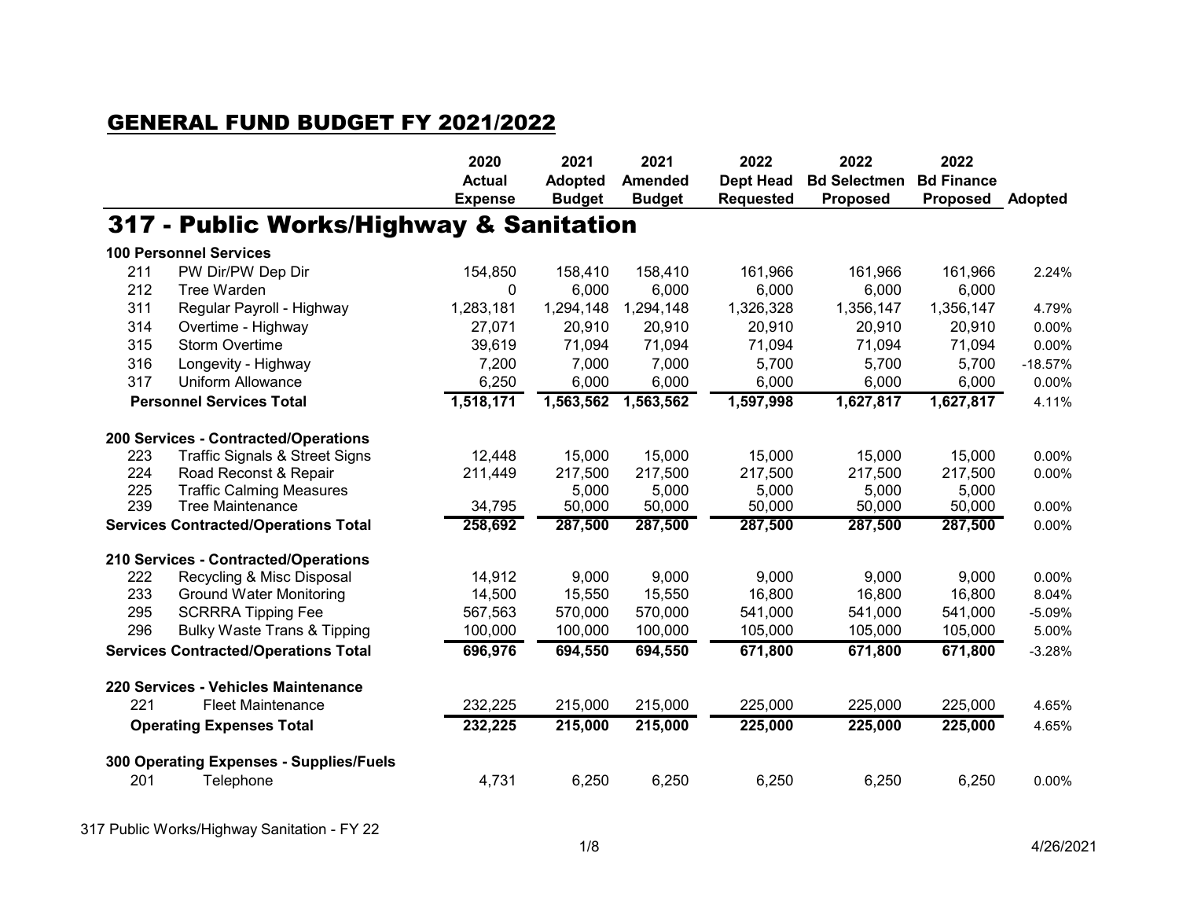# GENERAL FUND BUDGET FY 2021/2022

## 317 - Public Works/Highway & Sanitation

| | | 2020 Actual Expense | 2021 Adopted Budget | 2021 Amended Budget | 2022 Dept Head Requested | 2022 Bd Selectmen Proposed | 2022 Bd Finance Proposed | Adopted |
|---|---|---|---|---|---|---|---|---|
| **100 Personnel Services** | | | | | | | | |
| 211 | PW Dir/PW Dep Dir | 154,850 | 158,410 | 158,410 | 161,966 | 161,966 | 161,966 | 2.24% |
| 212 | Tree Warden | 0 | 6,000 | 6,000 | 6,000 | 6,000 | 6,000 | |
| 311 | Regular Payroll - Highway | 1,283,181 | 1,294,148 | 1,294,148 | 1,326,328 | 1,356,147 | 1,356,147 | 4.79% |
| 314 | Overtime - Highway | 27,071 | 20,910 | 20,910 | 20,910 | 20,910 | 20,910 | 0.00% |
| 315 | Storm Overtime | 39,619 | 71,094 | 71,094 | 71,094 | 71,094 | 71,094 | 0.00% |
| 316 | Longevity - Highway | 7,200 | 7,000 | 7,000 | 5,700 | 5,700 | 5,700 | -18.57% |
| 317 | Uniform Allowance | 6,250 | 6,000 | 6,000 | 6,000 | 6,000 | 6,000 | 0.00% |
| **Personnel Services Total** | | **1,518,171** | **1,563,562** | **1,563,562** | **1,597,998** | **1,627,817** | **1,627,817** | 4.11% |
| **200 Services - Contracted/Operations** | | | | | | | | |
| 223 | Traffic Signals & Street Signs | 12,448 | 15,000 | 15,000 | 15,000 | 15,000 | 15,000 | 0.00% |
| 224 | Road Reconst & Repair | 211,449 | 217,500 | 217,500 | 217,500 | 217,500 | 217,500 | 0.00% |
| 225 | Traffic Calming Measures | | 5,000 | 5,000 | 5,000 | 5,000 | 5,000 | |
| 239 | Tree Maintenance | 34,795 | 50,000 | 50,000 | 50,000 | 50,000 | 50,000 | 0.00% |
| **Services Contracted/Operations Total** | | **258,692** | **287,500** | **287,500** | **287,500** | **287,500** | **287,500** | 0.00% |
| **210 Services - Contracted/Operations** | | | | | | | | |
| 222 | Recycling & Misc Disposal | 14,912 | 9,000 | 9,000 | 9,000 | 9,000 | 9,000 | 0.00% |
| 233 | Ground Water Monitoring | 14,500 | 15,550 | 15,550 | 16,800 | 16,800 | 16,800 | 8.04% |
| 295 | SCRRRA Tipping Fee | 567,563 | 570,000 | 570,000 | 541,000 | 541,000 | 541,000 | -5.09% |
| 296 | Bulky Waste Trans & Tipping | 100,000 | 100,000 | 100,000 | 105,000 | 105,000 | 105,000 | 5.00% |
| **Services Contracted/Operations Total** | | **696,976** | **694,550** | **694,550** | **671,800** | **671,800** | **671,800** | -3.28% |
| **220 Services - Vehicles Maintenance** | | | | | | | | |
| 221 | Fleet Maintenance | 232,225 | 215,000 | 215,000 | 225,000 | 225,000 | 225,000 | 4.65% |
| **Operating Expenses Total** | | **232,225** | **215,000** | **215,000** | **225,000** | **225,000** | **225,000** | 4.65% |
| **300 Operating Expenses - Supplies/Fuels** | | | | | | | | |
| 201 | Telephone | 4,731 | 6,250 | 6,250 | 6,250 | 6,250 | 6,250 | 0.00% |

317 Public Works/Highway Sanitation - FY 22

4/26/2021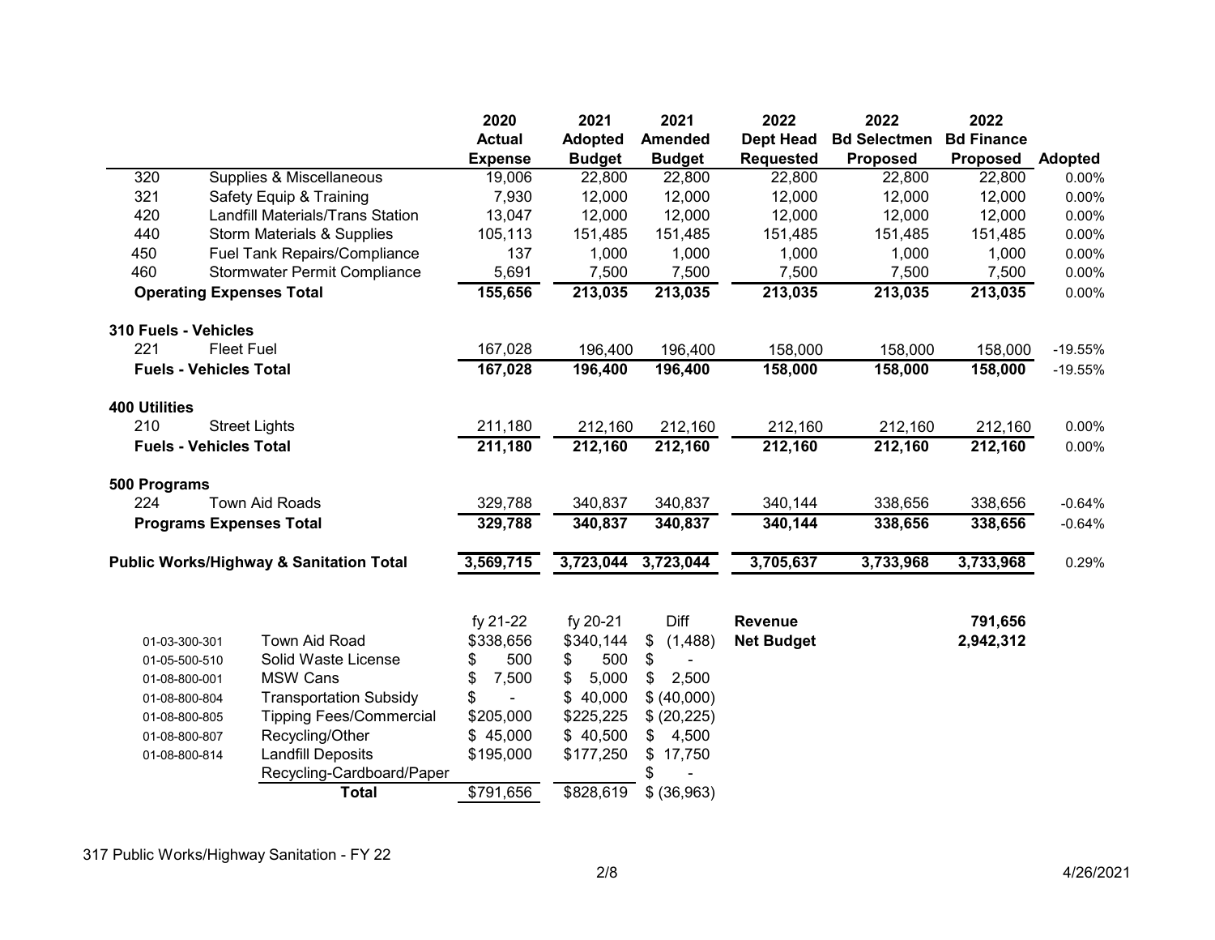| | | 2020 Actual Expense | 2021 Adopted Budget | 2021 Amended Budget | 2022 Dept Head Requested | 2022 Bd Selectmen Proposed | 2022 Bd Finance Proposed | Adopted |
|---|---|---|---|---|---|---|---|---|
| 320 | Supplies & Miscellaneous | 19,006 | 22,800 | 22,800 | 22,800 | 22,800 | 22,800 | 0.00% |
| 321 | Safety Equip & Training | 7,930 | 12,000 | 12,000 | 12,000 | 12,000 | 12,000 | 0.00% |
| 420 | Landfill Materials/Trans Station | 13,047 | 12,000 | 12,000 | 12,000 | 12,000 | 12,000 | 0.00% |
| 440 | Storm Materials & Supplies | 105,113 | 151,485 | 151,485 | 151,485 | 151,485 | 151,485 | 0.00% |
| 450 | Fuel Tank Repairs/Compliance | 137 | 1,000 | 1,000 | 1,000 | 1,000 | 1,000 | 0.00% |
| 460 | Stormwater Permit Compliance | 5,691 | 7,500 | 7,500 | 7,500 | 7,500 | 7,500 | 0.00% |
| **Operating Expenses Total** | | **155,656** | **213,035** | **213,035** | **213,035** | **213,035** | **213,035** | 0.00% |
| **310 Fuels - Vehicles** | | | | | | | | |
| 221 | Fleet Fuel | 167,028 | 196,400 | 196,400 | 158,000 | 158,000 | 158,000 | -19.55% |
| **Fuels - Vehicles Total** | | **167,028** | **196,400** | **196,400** | **158,000** | **158,000** | **158,000** | -19.55% |
| **400 Utilities** | | | | | | | | |
| 210 | Street Lights | 211,180 | 212,160 | 212,160 | 212,160 | 212,160 | 212,160 | 0.00% |
| **Fuels - Vehicles Total** | | **211,180** | **212,160** | **212,160** | **212,160** | **212,160** | **212,160** | 0.00% |
| **500 Programs** | | | | | | | | |
| 224 | Town Aid Roads | 329,788 | 340,837 | 340,837 | 340,144 | 338,656 | 338,656 | -0.64% |
| **Programs Expenses Total** | | **329,788** | **340,837** | **340,837** | **340,144** | **338,656** | **338,656** | -0.64% |
| **Public Works/Highway & Sanitation Total** | | **3,569,715** | **3,723,044** | **3,723,044** | **3,705,637** | **3,733,968** | **3,733,968** | 0.29% |

| | | fy 21-22 | fy 20-21 | Diff |
|---|---|---|---|---|
| 01-03-300-301 | Town Aid Road | $338,656 | $340,144 | $ (1,488) |
| 01-05-500-510 | Solid Waste License | $ 500 | $ 500 | $ - |
| 01-08-800-001 | MSW Cans | $ 7,500 | $ 5,000 | $ 2,500 |
| 01-08-800-804 | Transportation Subsidy | $ - | $ 40,000 | $ (40,000) |
| 01-08-800-805 | Tipping Fees/Commercial | $205,000 | $225,225 | $ (20,225) |
| 01-08-800-807 | Recycling/Other | $ 45,000 | $ 40,500 | $ 4,500 |
| 01-08-800-814 | Landfill Deposits | $195,000 | $177,250 | $ 17,750 |
| | Recycling-Cardboard/Paper | | | $ - |
| | **Total** | $791,656 | $828,619 | $ (36,963) |

| | |
|---|---|
| **Revenue** | **791,656** |
| **Net Budget** | **2,942,312** |

317 Public Works/Highway Sanitation - FY 22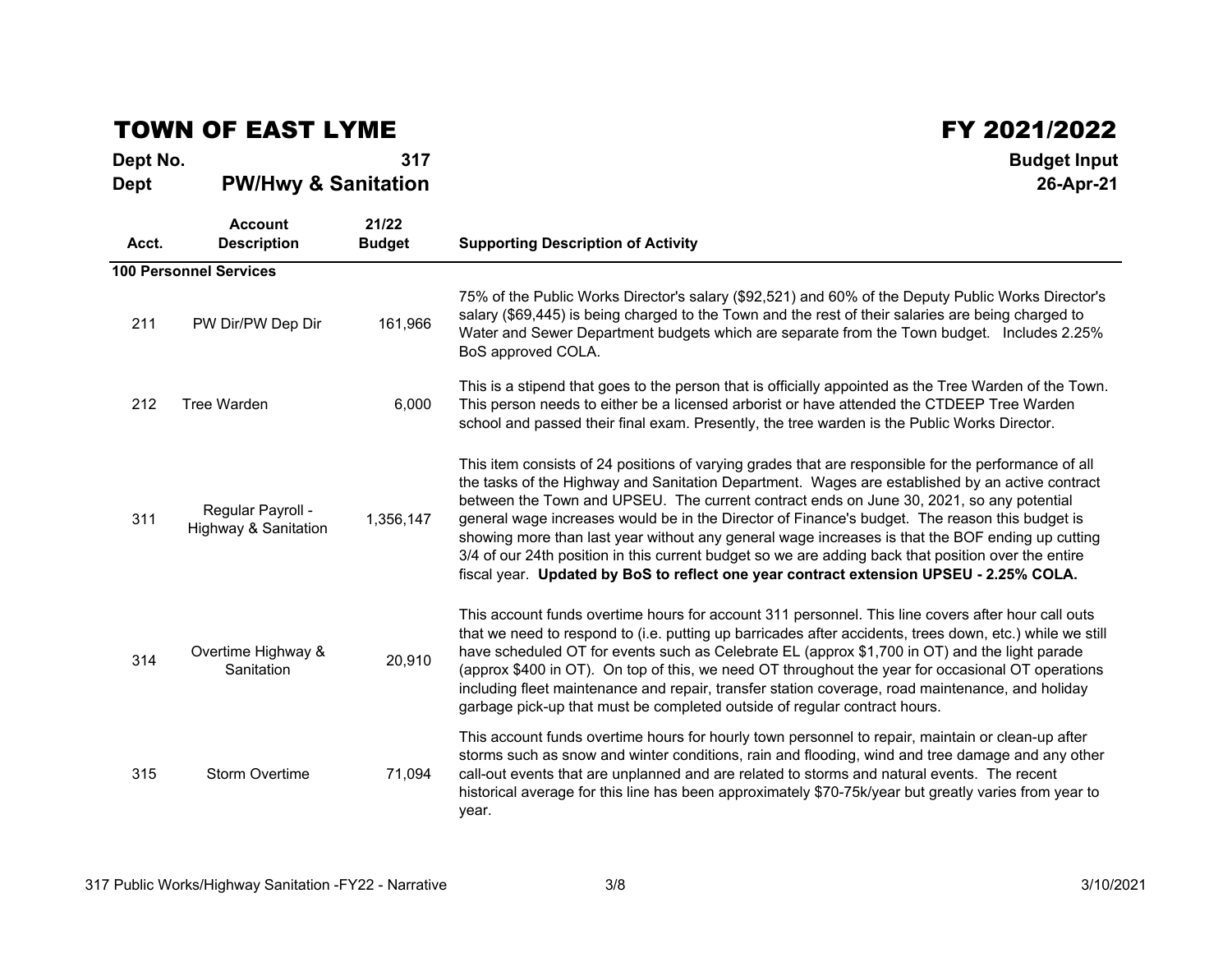# TOWN OF EAST LYME

# FY 2021/2022

**Dept No.** 317

**Dept** **PW/Hwy & Sanitation**

**Budget Input**

**26-Apr-21**

| Acct. | Account Description | 21/22 Budget | Supporting Description of Activity |
|---|---|---|---|
| **100 Personnel Services** | | | |
| 211 | PW Dir/PW Dep Dir | 161,966 | 75% of the Public Works Director's salary ($92,521) and 60% of the Deputy Public Works Director's salary ($69,445) is being charged to the Town and the rest of their salaries are being charged to Water and Sewer Department budgets which are separate from the Town budget. Includes 2.25% BoS approved COLA. |
| 212 | Tree Warden | 6,000 | This is a stipend that goes to the person that is officially appointed as the Tree Warden of the Town. This person needs to either be a licensed arborist or have attended the CTDEEP Tree Warden school and passed their final exam. Presently, the tree warden is the Public Works Director. |
| 311 | Regular Payroll - Highway & Sanitation | 1,356,147 | This item consists of 24 positions of varying grades that are responsible for the performance of all the tasks of the Highway and Sanitation Department. Wages are established by an active contract between the Town and UPSEU. The current contract ends on June 30, 2021, so any potential general wage increases would be in the Director of Finance's budget. The reason this budget is showing more than last year without any general wage increases is that the BOF ending up cutting 3/4 of our 24th position in this current budget so we are adding back that position over the entire fiscal year. **Updated by BoS to reflect one year contract extension UPSEU - 2.25% COLA.** |
| 314 | Overtime Highway & Sanitation | 20,910 | This account funds overtime hours for account 311 personnel. This line covers after hour call outs that we need to respond to (i.e. putting up barricades after accidents, trees down, etc.) while we still have scheduled OT for events such as Celebrate EL (approx $1,700 in OT) and the light parade (approx $400 in OT). On top of this, we need OT throughout the year for occasional OT operations including fleet maintenance and repair, transfer station coverage, road maintenance, and holiday garbage pick-up that must be completed outside of regular contract hours. |
| 315 | Storm Overtime | 71,094 | This account funds overtime hours for hourly town personnel to repair, maintain or clean-up after storms such as snow and winter conditions, rain and flooding, wind and tree damage and any other call-out events that are unplanned and are related to storms and natural events. The recent historical average for this line has been approximately $70-75k/year but greatly varies from year to year. |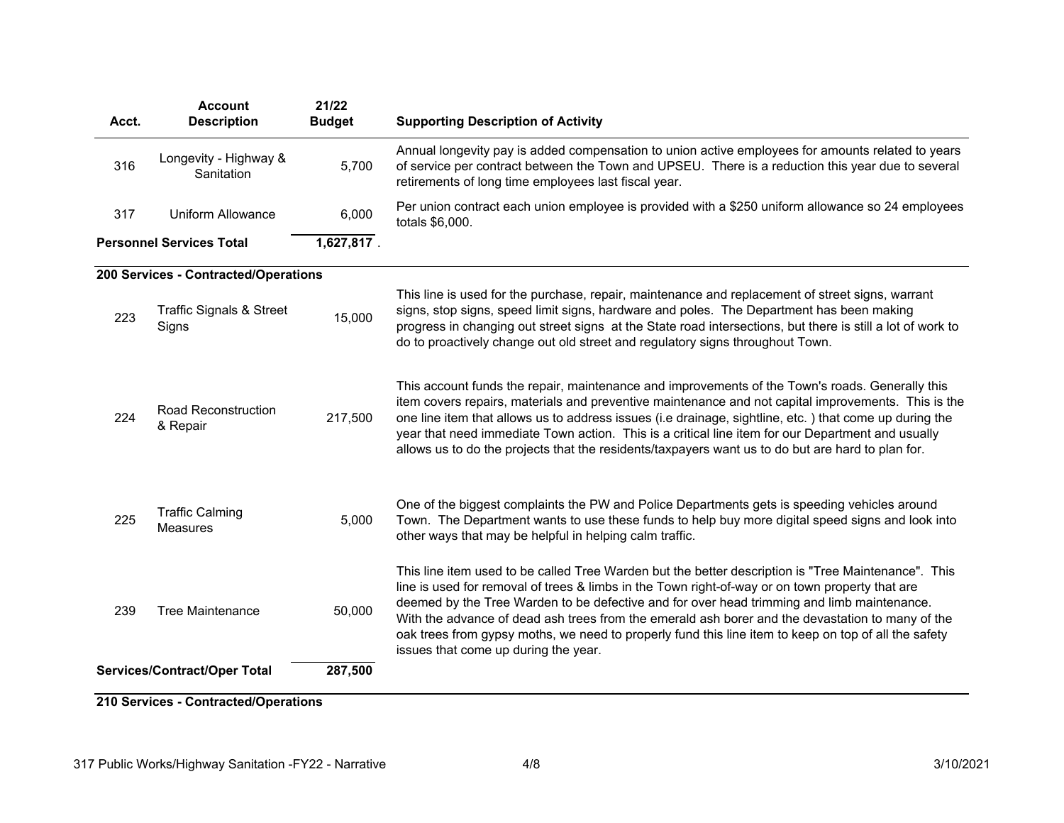| Acct. | Account Description | 21/22 Budget | Supporting Description of Activity |
|---|---|---|---|
| 316 | Longevity - Highway & Sanitation | 5,700 | Annual longevity pay is added compensation to union active employees for amounts related to years of service per contract between the Town and UPSEU. There is a reduction this year due to several retirements of long time employees last fiscal year. |
| 317 | Uniform Allowance | 6,000 | Per union contract each union employee is provided with a $250 uniform allowance so 24 employees totals $6,000. |
| **Personnel Services Total** | | **1,627,817** | . |
| **200 Services - Contracted/Operations** | | | |
| 223 | Traffic Signals & Street Signs | 15,000 | This line is used for the purchase, repair, maintenance and replacement of street signs, warrant signs, stop signs, speed limit signs, hardware and poles. The Department has been making progress in changing out street signs at the State road intersections, but there is still a lot of work to do to proactively change out old street and regulatory signs throughout Town. |
| 224 | Road Reconstruction & Repair | 217,500 | This account funds the repair, maintenance and improvements of the Town's roads. Generally this item covers repairs, materials and preventive maintenance and not capital improvements. This is the one line item that allows us to address issues (i.e drainage, sightline, etc. ) that come up during the year that need immediate Town action. This is a critical line item for our Department and usually allows us to do the projects that the residents/taxpayers want us to do but are hard to plan for. |
| 225 | Traffic Calming Measures | 5,000 | One of the biggest complaints the PW and Police Departments gets is speeding vehicles around Town. The Department wants to use these funds to help buy more digital speed signs and look into other ways that may be helpful in helping calm traffic. |
| 239 | Tree Maintenance | 50,000 | This line item used to be called Tree Warden but the better description is "Tree Maintenance". This line is used for removal of trees & limbs in the Town right-of-way or on town property that are deemed by the Tree Warden to be defective and for over head trimming and limb maintenance. With the advance of dead ash trees from the emerald ash borer and the devastation to many of the oak trees from gypsy moths, we need to properly fund this line item to keep on top of all the safety issues that come up during the year. |
| **Services/Contract/Oper Total** | | **287,500** | |

**210 Services - Contracted/Operations**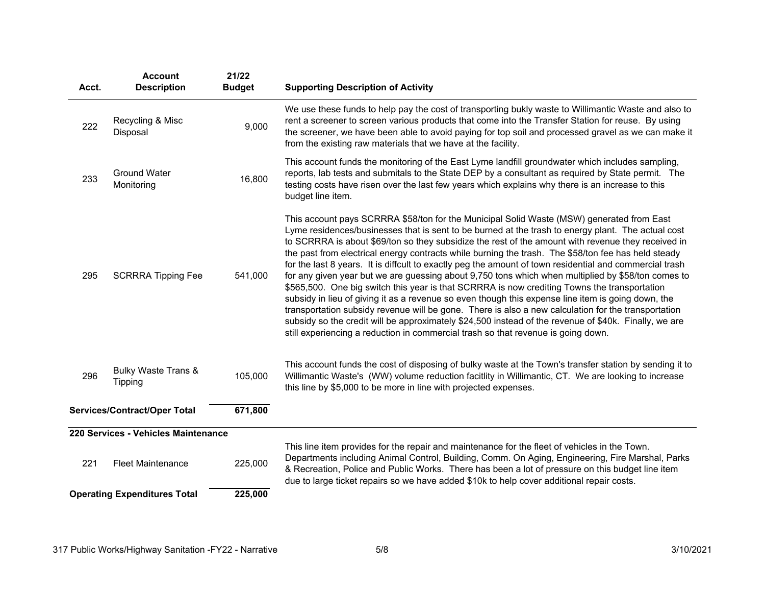| Acct. | Account Description | 21/22 Budget | Supporting Description of Activity |
|---|---|---|---|
| 222 | Recycling & Misc Disposal | 9,000 | We use these funds to help pay the cost of transporting bukly waste to Willimantic Waste and also to rent a screener to screen various products that come into the Transfer Station for reuse. By using the screener, we have been able to avoid paying for top soil and processed gravel as we can make it from the existing raw materials that we have at the facility. |
| 233 | Ground Water Monitoring | 16,800 | This account funds the monitoring of the East Lyme landfill groundwater which includes sampling, reports, lab tests and submitals to the State DEP by a consultant as required by State permit. The testing costs have risen over the last few years which explains why there is an increase to this budget line item. |
| 295 | SCRRRA Tipping Fee | 541,000 | This account pays SCRRRA $58/ton for the Municipal Solid Waste (MSW) generated from East Lyme residences/businesses that is sent to be burned at the trash to energy plant. The actual cost to SCRRRA is about $69/ton so they subsidize the rest of the amount with revenue they received in the past from electrical energy contracts while burning the trash. The $58/ton fee has held steady for the last 8 years. It is diffcult to exactly peg the amount of town residential and commercial trash for any given year but we are guessing about 9,750 tons which when multiplied by $58/ton comes to $565,500. One big switch this year is that SCRRRA is now crediting Towns the transportation subsidy in lieu of giving it as a revenue so even though this expense line item is going down, the transportation subsidy revenue will be gone. There is also a new calculation for the transportation subsidy so the credit will be approximately $24,500 instead of the revenue of $40k. Finally, we are still experiencing a reduction in commercial trash so that revenue is going down. |
| 296 | Bulky Waste Trans & Tipping | 105,000 | This account funds the cost of disposing of bulky waste at the Town's transfer station by sending it to Willimantic Waste's (WW) volume reduction facitlity in Willimantic, CT. We are looking to increase this line by $5,000 to be more in line with projected expenses. |
| **Services/Contract/Oper Total** | | **671,800** | |
| **220 Services - Vehicles Maintenance** | | | |
| 221 | Fleet Maintenance | 225,000 | This line item provides for the repair and maintenance for the fleet of vehicles in the Town. Departments including Animal Control, Building, Comm. On Aging, Engineering, Fire Marshal, Parks & Recreation, Police and Public Works. There has been a lot of pressure on this budget line item due to large ticket repairs so we have added $10k to help cover additional repair costs. |
| **Operating Expenditures Total** | | **225,000** | |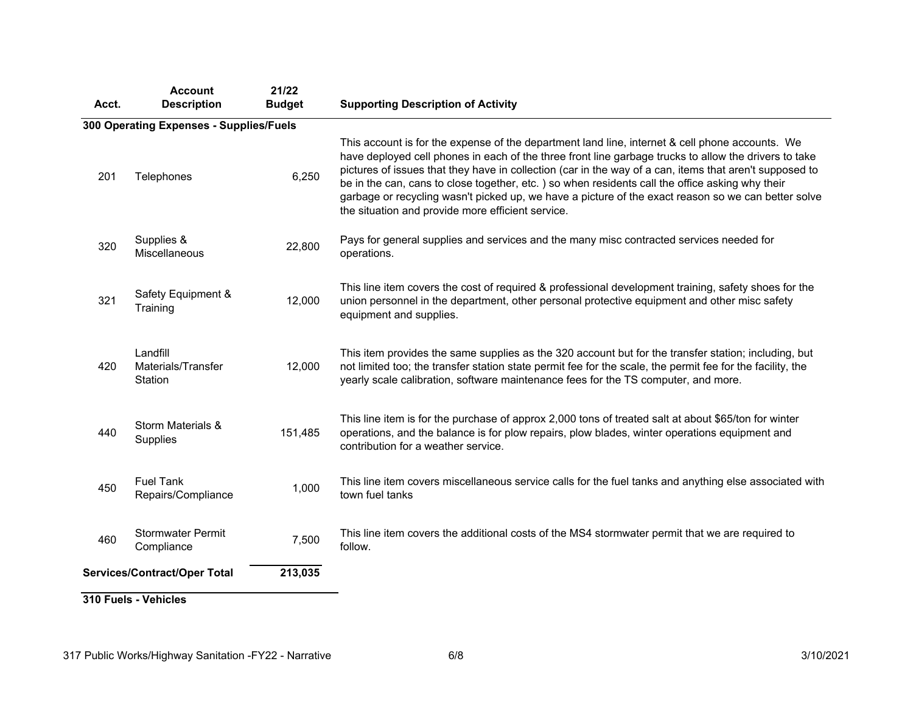| Acct. | Account Description | 21/22 Budget | Supporting Description of Activity |
|---|---|---|---|
| **300 Operating Expenses - Supplies/Fuels** | | | |
| 201 | Telephones | 6,250 | This account is for the expense of the department land line, internet & cell phone accounts. We have deployed cell phones in each of the three front line garbage trucks to allow the drivers to take pictures of issues that they have in collection (car in the way of a can, items that aren't supposed to be in the can, cans to close together, etc. ) so when residents call the office asking why their garbage or recycling wasn't picked up, we have a picture of the exact reason so we can better solve the situation and provide more efficient service. |
| 320 | Supplies & Miscellaneous | 22,800 | Pays for general supplies and services and the many misc contracted services needed for operations. |
| 321 | Safety Equipment & Training | 12,000 | This line item covers the cost of required & professional development training, safety shoes for the union personnel in the department, other personal protective equipment and other misc safety equipment and supplies. |
| 420 | Landfill Materials/Transfer Station | 12,000 | This item provides the same supplies as the 320 account but for the transfer station; including, but not limited too; the transfer station state permit fee for the scale, the permit fee for the facility, the yearly scale calibration, software maintenance fees for the TS computer, and more. |
| 440 | Storm Materials & Supplies | 151,485 | This line item is for the purchase of approx 2,000 tons of treated salt at about $65/ton for winter operations, and the balance is for plow repairs, plow blades, winter operations equipment and contribution for a weather service. |
| 450 | Fuel Tank Repairs/Compliance | 1,000 | This line item covers miscellaneous service calls for the fuel tanks and anything else associated with town fuel tanks |
| 460 | Stormwater Permit Compliance | 7,500 | This line item covers the additional costs of the MS4 stormwater permit that we are required to follow. |
| **Services/Contract/Oper Total** | | **213,035** | |

**310 Fuels - Vehicles**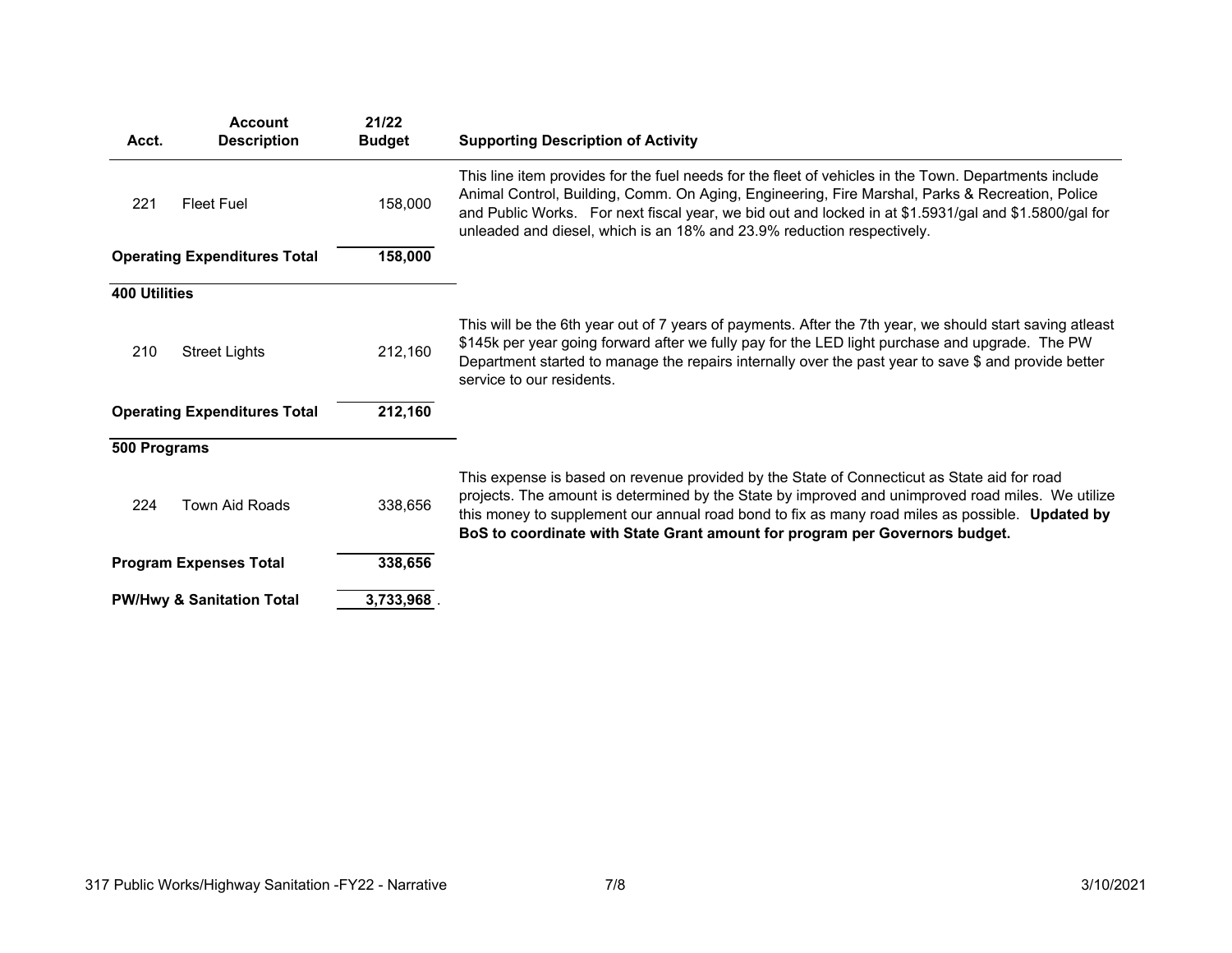| Acct. | Account Description | 21/22 Budget | Supporting Description of Activity |
|---|---|---|---|
| 221 | Fleet Fuel | 158,000 | This line item provides for the fuel needs for the fleet of vehicles in the Town. Departments include Animal Control, Building, Comm. On Aging, Engineering, Fire Marshal, Parks & Recreation, Police and Public Works. For next fiscal year, we bid out and locked in at $1.5931/gal and $1.5800/gal for unleaded and diesel, which is an 18% and 23.9% reduction respectively. |
| **Operating Expenditures Total** | | **158,000** | |
| **400 Utilities** | | | |
| 210 | Street Lights | 212,160 | This will be the 6th year out of 7 years of payments. After the 7th year, we should start saving atleast $145k per year going forward after we fully pay for the LED light purchase and upgrade. The PW Department started to manage the repairs internally over the past year to save $ and provide better service to our residents. |
| **Operating Expenditures Total** | | **212,160** | |
| **500 Programs** | | | |
| 224 | Town Aid Roads | 338,656 | This expense is based on revenue provided by the State of Connecticut as State aid for road projects. The amount is determined by the State by improved and unimproved road miles. We utilize this money to supplement our annual road bond to fix as many road miles as possible. **Updated by BoS to coordinate with State Grant amount for program per Governors budget.** |
| **Program Expenses Total** | | **338,656** | |
| **PW/Hwy & Sanitation Total** | | **3,733,968** | |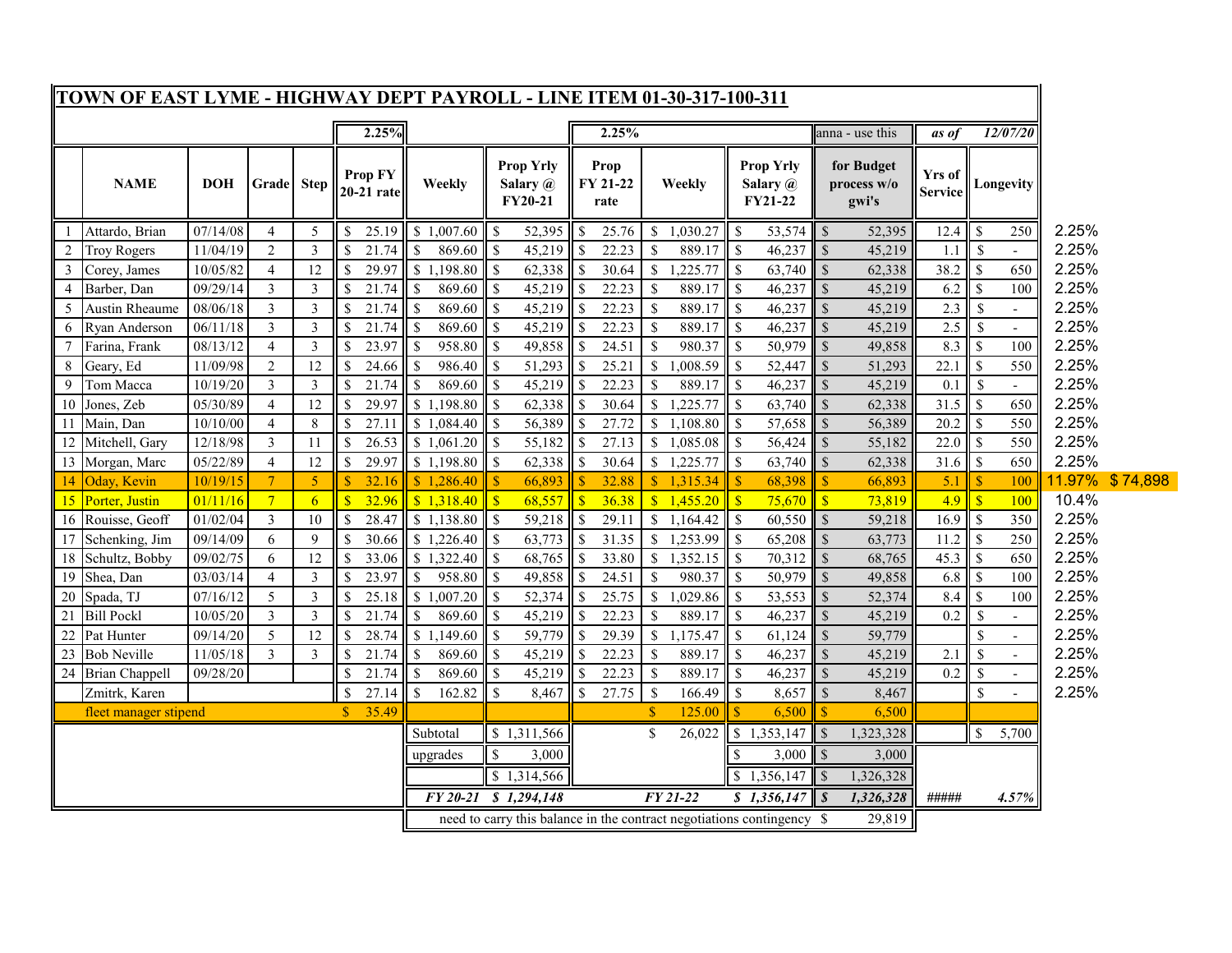# TOWN OF EAST LYME - HIGHWAY DEPT PAYROLL - LINE ITEM 01-30-317-100-311

| | NAME | DOH | Grade | Step | Prop FY 20-21 rate | Weekly | Prop Yrly Salary @ FY20-21 | Prop FY 21-22 rate | Weekly | Prop Yrly Salary @ FY21-22 | for Budget process w/o gwi's | Yrs of Service | Longevity | | |
|---|---|---|---|---|---|---|---|---|---|---|---|---|---|---|---|
| | | | | | 2.25% | | | 2.25% | | | anna - use this | as of | 12/07/20 | | |
| 1 | Attardo, Brian | 07/14/08 | 4 | 5 | $ 25.19 | $ 1,007.60 | $ 52,395 | $ 25.76 | $ 1,030.27 | $ 53,574 | $ 52,395 | 12.4 | $ 250 | 2.25% | |
| 2 | Troy Rogers | 11/04/19 | 2 | 3 | $ 21.74 | $ 869.60 | $ 45,219 | $ 22.23 | $ 889.17 | $ 46,237 | $ 45,219 | 1.1 | $ - | 2.25% | |
| 3 | Corey, James | 10/05/82 | 4 | 12 | $ 29.97 | $ 1,198.80 | $ 62,338 | $ 30.64 | $ 1,225.77 | $ 63,740 | $ 62,338 | 38.2 | $ 650 | 2.25% | |
| 4 | Barber, Dan | 09/29/14 | 3 | 3 | $ 21.74 | $ 869.60 | $ 45,219 | $ 22.23 | $ 889.17 | $ 46,237 | $ 45,219 | 6.2 | $ 100 | 2.25% | |
| 5 | Austin Rheaume | 08/06/18 | 3 | 3 | $ 21.74 | $ 869.60 | $ 45,219 | $ 22.23 | $ 889.17 | $ 46,237 | $ 45,219 | 2.3 | $ - | 2.25% | |
| 6 | Ryan Anderson | 06/11/18 | 3 | 3 | $ 21.74 | $ 869.60 | $ 45,219 | $ 22.23 | $ 889.17 | $ 46,237 | $ 45,219 | 2.5 | $ - | 2.25% | |
| 7 | Farina, Frank | 08/13/12 | 4 | 3 | $ 23.97 | $ 958.80 | $ 49,858 | $ 24.51 | $ 980.37 | $ 50,979 | $ 49,858 | 8.3 | $ 100 | 2.25% | |
| 8 | Geary, Ed | 11/09/98 | 2 | 12 | $ 24.66 | $ 986.40 | $ 51,293 | $ 25.21 | $ 1,008.59 | $ 52,447 | $ 51,293 | 22.1 | $ 550 | 2.25% | |
| 9 | Tom Macca | 10/19/20 | 3 | 3 | $ 21.74 | $ 869.60 | $ 45,219 | $ 22.23 | $ 889.17 | $ 46,237 | $ 45,219 | 0.1 | $ - | 2.25% | |
| 10 | Jones, Zeb | 05/30/89 | 4 | 12 | $ 29.97 | $ 1,198.80 | $ 62,338 | $ 30.64 | $ 1,225.77 | $ 63,740 | $ 62,338 | 31.5 | $ 650 | 2.25% | |
| 11 | Main, Dan | 10/10/00 | 4 | 8 | $ 27.11 | $ 1,084.40 | $ 56,389 | $ 27.72 | $ 1,108.80 | $ 57,658 | $ 56,389 | 20.2 | $ 550 | 2.25% | |
| 12 | Mitchell, Gary | 12/18/98 | 3 | 11 | $ 26.53 | $ 1,061.20 | $ 55,182 | $ 27.13 | $ 1,085.08 | $ 56,424 | $ 55,182 | 22.0 | $ 550 | 2.25% | |
| 13 | Morgan, Marc | 05/22/89 | 4 | 12 | $ 29.97 | $ 1,198.80 | $ 62,338 | $ 30.64 | $ 1,225.77 | $ 63,740 | $ 62,338 | 31.6 | $ 650 | 2.25% | |
| 14 | Oday, Kevin | 10/19/15 | 7 | 5 | $ 32.16 | $ 1,286.40 | $ 66,893 | $ 32.88 | $ 1,315.34 | $ 68,398 | $ 66,893 | 5.1 | $ 100 | 11.97% | $74,898 |
| 15 | Porter, Justin | 01/11/16 | 7 | 6 | $ 32.96 | $ 1,318.40 | $ 68,557 | $ 36.38 | $ 1,455.20 | $ 75,670 | $ 73,819 | 4.9 | $ 100 | 10.4% | |
| 16 | Rouisse, Geoff | 01/02/04 | 3 | 10 | $ 28.47 | $ 1,138.80 | $ 59,218 | $ 29.11 | $ 1,164.42 | $ 60,550 | $ 59,218 | 16.9 | $ 350 | 2.25% | |
| 17 | Schenking, Jim | 09/14/09 | 6 | 9 | $ 30.66 | $ 1,226.40 | $ 63,773 | $ 31.35 | $ 1,253.99 | $ 65,208 | $ 63,773 | 11.2 | $ 250 | 2.25% | |
| 18 | Schultz, Bobby | 09/02/75 | 6 | 12 | $ 33.06 | $ 1,322.40 | $ 68,765 | $ 33.80 | $ 1,352.15 | $ 70,312 | $ 68,765 | 45.3 | $ 650 | 2.25% | |
| 19 | Shea, Dan | 03/03/14 | 4 | 3 | $ 23.97 | $ 958.80 | $ 49,858 | $ 24.51 | $ 980.37 | $ 50,979 | $ 49,858 | 6.8 | $ 100 | 2.25% | |
| 20 | Spada, TJ | 07/16/12 | 5 | 3 | $ 25.18 | $ 1,007.20 | $ 52,374 | $ 25.75 | $ 1,029.86 | $ 53,553 | $ 52,374 | 8.4 | $ 100 | 2.25% | |
| 21 | Bill Pockl | 10/05/20 | 3 | 3 | $ 21.74 | $ 869.60 | $ 45,219 | $ 22.23 | $ 889.17 | $ 46,237 | $ 45,219 | 0.2 | $ - | 2.25% | |
| 22 | Pat Hunter | 09/14/20 | 5 | 12 | $ 28.74 | $ 1,149.60 | $ 59,779 | $ 29.39 | $ 1,175.47 | $ 61,124 | $ 59,779 | | $ - | 2.25% | |
| 23 | Bob Neville | 11/05/18 | 3 | 3 | $ 21.74 | $ 869.60 | $ 45,219 | $ 22.23 | $ 889.17 | $ 46,237 | $ 45,219 | 2.1 | $ - | 2.25% | |
| 24 | Brian Chappell | 09/28/20 | | | $ 21.74 | $ 869.60 | $ 45,219 | $ 22.23 | $ 889.17 | $ 46,237 | $ 45,219 | 0.2 | $ - | 2.25% | |
| | Zmitrk, Karen | | | | $ 27.14 | $ 162.82 | $ 8,467 | $ 27.75 | $ 166.49 | $ 8,657 | $ 8,467 | | $ - | 2.25% | |
| | fleet manager stipend | | | | $ 35.49 | | | | $ 125.00 | $ 6,500 | $ 6,500 | | | | |
| | | | | | | Subtotal | $ 1,311,566 | | $ 26,022 | $ 1,353,147 | $ 1,323,328 | | $ 5,700 | | |
| | | | | | | upgrades | $ 3,000 | | | $ 3,000 | $ 3,000 | | | | |
| | | | | | | | $ 1,314,566 | | | $ 1,356,147 | $ 1,326,328 | | | | |
| | | | | | | *FY 20-21* | *$ 1,294,148* | | *FY 21-22* | *$ 1,356,147* | *$ 1,326,328* | ##### | *4.57%* | | |
| | | | | | | need to carry this balance in the contract negotiations contingency | | | | | $ 29,819 | | | | |